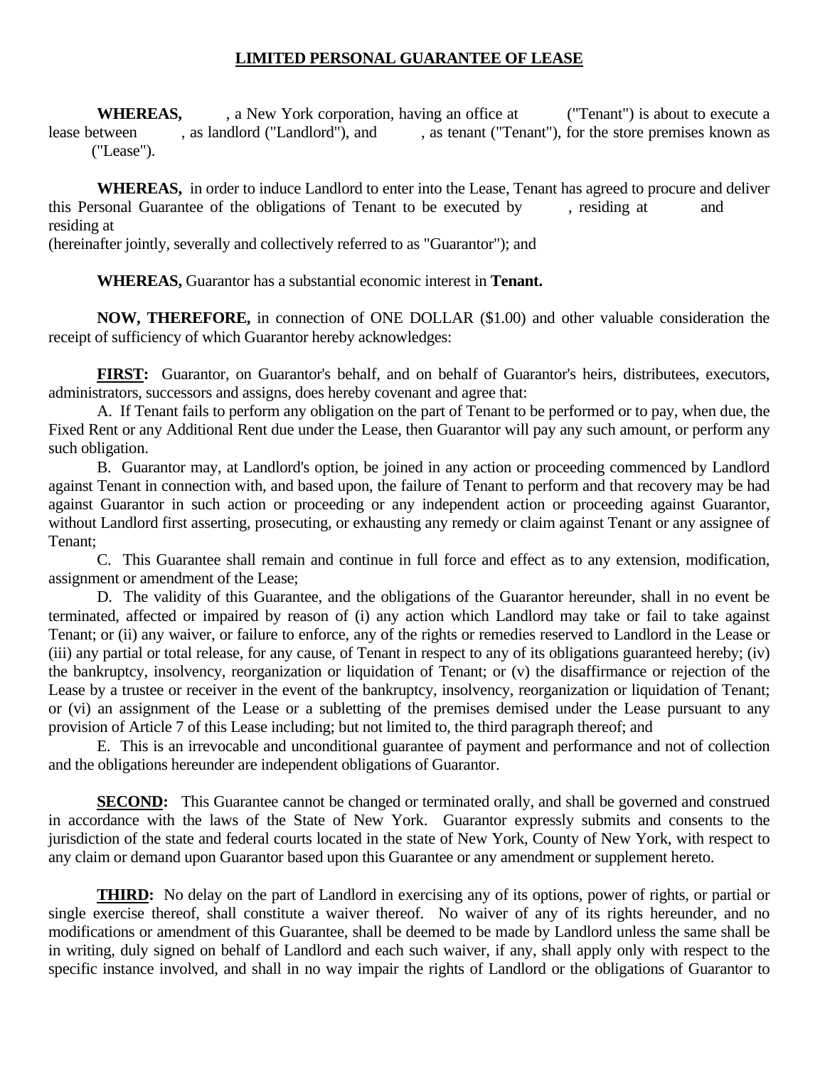# **LIMITED PERSONAL GUARANTEE OF LEASE**

**WHEREAS,** , a New York corporation, having an office at ("Tenant") is about to execute a lease between , as landlord ("Landlord"), and , as tenant ("Tenant"), for the store premises known as ("Lease").

**WHEREAS,** in order to induce Landlord to enter into the Lease, Tenant has agreed to procure and deliver this Personal Guarantee of the obligations of Tenant to be executed by , residing at and residing at (hereinafter jointly, severally and collectively referred to as "Guarantor"); and

**WHEREAS,** Guarantor has a substantial economic interest in **Tenant.**

**NOW, THEREFORE,** in connection of ONE DOLLAR ($1.00) and other valuable consideration the receipt of sufficiency of which Guarantor hereby acknowledges:

**FIRST:** Guarantor, on Guarantor's behalf, and on behalf of Guarantor's heirs, distributees, executors, administrators, successors and assigns, does hereby covenant and agree that:

A. If Tenant fails to perform any obligation on the part of Tenant to be performed or to pay, when due, the Fixed Rent or any Additional Rent due under the Lease, then Guarantor will pay any such amount, or perform any such obligation.

B. Guarantor may, at Landlord's option, be joined in any action or proceeding commenced by Landlord against Tenant in connection with, and based upon, the failure of Tenant to perform and that recovery may be had against Guarantor in such action or proceeding or any independent action or proceeding against Guarantor, without Landlord first asserting, prosecuting, or exhausting any remedy or claim against Tenant or any assignee of Tenant;

C. This Guarantee shall remain and continue in full force and effect as to any extension, modification, assignment or amendment of the Lease;

D. The validity of this Guarantee, and the obligations of the Guarantor hereunder, shall in no event be terminated, affected or impaired by reason of (i) any action which Landlord may take or fail to take against Tenant; or (ii) any waiver, or failure to enforce, any of the rights or remedies reserved to Landlord in the Lease or (iii) any partial or total release, for any cause, of Tenant in respect to any of its obligations guaranteed hereby; (iv) the bankruptcy, insolvency, reorganization or liquidation of Tenant; or (v) the disaffirmance or rejection of the Lease by a trustee or receiver in the event of the bankruptcy, insolvency, reorganization or liquidation of Tenant; or (vi) an assignment of the Lease or a subletting of the premises demised under the Lease pursuant to any provision of Article 7 of this Lease including; but not limited to, the third paragraph thereof; and

E. This is an irrevocable and unconditional guarantee of payment and performance and not of collection and the obligations hereunder are independent obligations of Guarantor.

**SECOND:** This Guarantee cannot be changed or terminated orally, and shall be governed and construed in accordance with the laws of the State of New York. Guarantor expressly submits and consents to the jurisdiction of the state and federal courts located in the state of New York, County of New York, with respect to any claim or demand upon Guarantor based upon this Guarantee or any amendment or supplement hereto.

**THIRD:** No delay on the part of Landlord in exercising any of its options, power of rights, or partial or single exercise thereof, shall constitute a waiver thereof. No waiver of any of its rights hereunder, and no modifications or amendment of this Guarantee, shall be deemed to be made by Landlord unless the same shall be in writing, duly signed on behalf of Landlord and each such waiver, if any, shall apply only with respect to the specific instance involved, and shall in no way impair the rights of Landlord or the obligations of Guarantor to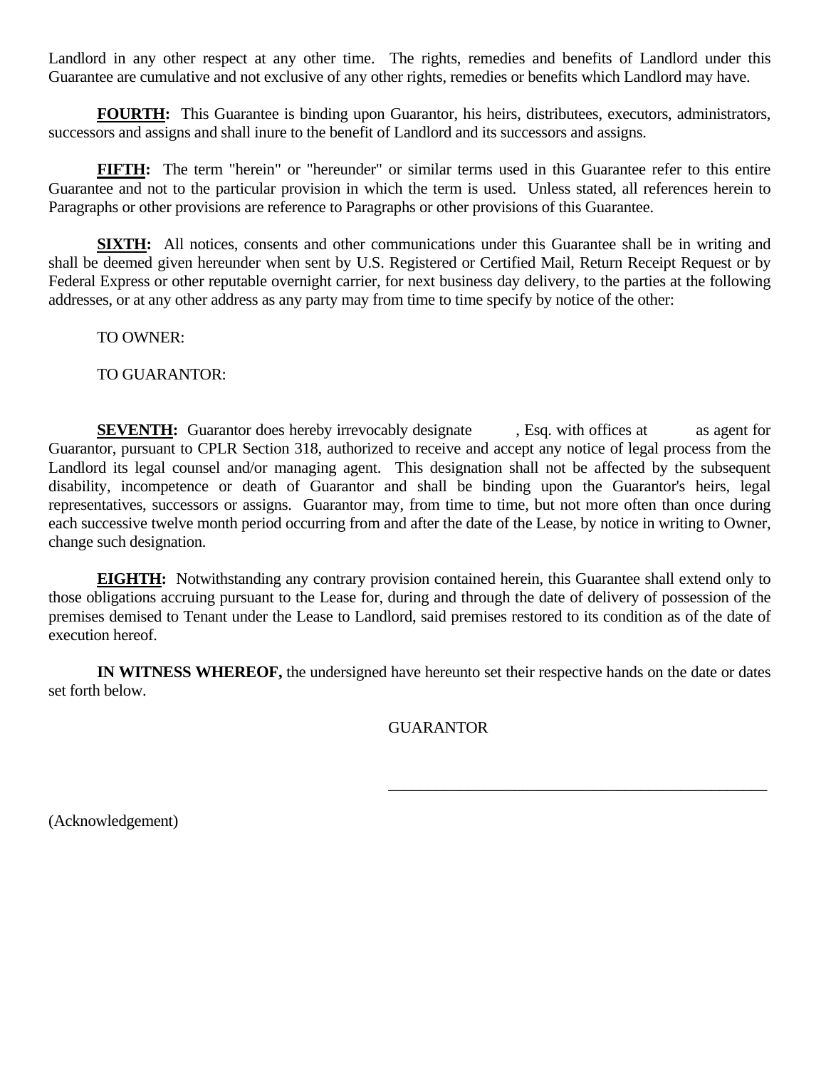Landlord in any other respect at any other time. The rights, remedies and benefits of Landlord under this Guarantee are cumulative and not exclusive of any other rights, remedies or benefits which Landlord may have.

**FOURTH:** This Guarantee is binding upon Guarantor, his heirs, distributees, executors, administrators, successors and assigns and shall inure to the benefit of Landlord and its successors and assigns.

**FIFTH:** The term "herein" or "hereunder" or similar terms used in this Guarantee refer to this entire Guarantee and not to the particular provision in which the term is used. Unless stated, all references herein to Paragraphs or other provisions are reference to Paragraphs or other provisions of this Guarantee.

**SIXTH:** All notices, consents and other communications under this Guarantee shall be in writing and shall be deemed given hereunder when sent by U.S. Registered or Certified Mail, Return Receipt Request or by Federal Express or other reputable overnight carrier, for next business day delivery, to the parties at the following addresses, or at any other address as any party may from time to time specify by notice of the other:

TO OWNER:

TO GUARANTOR:

**SEVENTH:** Guarantor does hereby irrevocably designate , Esq. with offices at as agent for Guarantor, pursuant to CPLR Section 318, authorized to receive and accept any notice of legal process from the Landlord its legal counsel and/or managing agent. This designation shall not be affected by the subsequent disability, incompetence or death of Guarantor and shall be binding upon the Guarantor's heirs, legal representatives, successors or assigns. Guarantor may, from time to time, but not more often than once during each successive twelve month period occurring from and after the date of the Lease, by notice in writing to Owner, change such designation.

**EIGHTH:** Notwithstanding any contrary provision contained herein, this Guarantee shall extend only to those obligations accruing pursuant to the Lease for, during and through the date of delivery of possession of the premises demised to Tenant under the Lease to Landlord, said premises restored to its condition as of the date of execution hereof.

**IN WITNESS WHEREOF,** the undersigned have hereunto set their respective hands on the date or dates set forth below.

GUARANTOR

\_\_\_\_\_\_\_\_\_\_\_\_\_\_\_\_\_\_\_\_\_\_\_\_\_\_\_\_\_\_\_\_\_\_\_\_\_\_\_\_\_\_\_\_\_\_\_

(Acknowledgement)